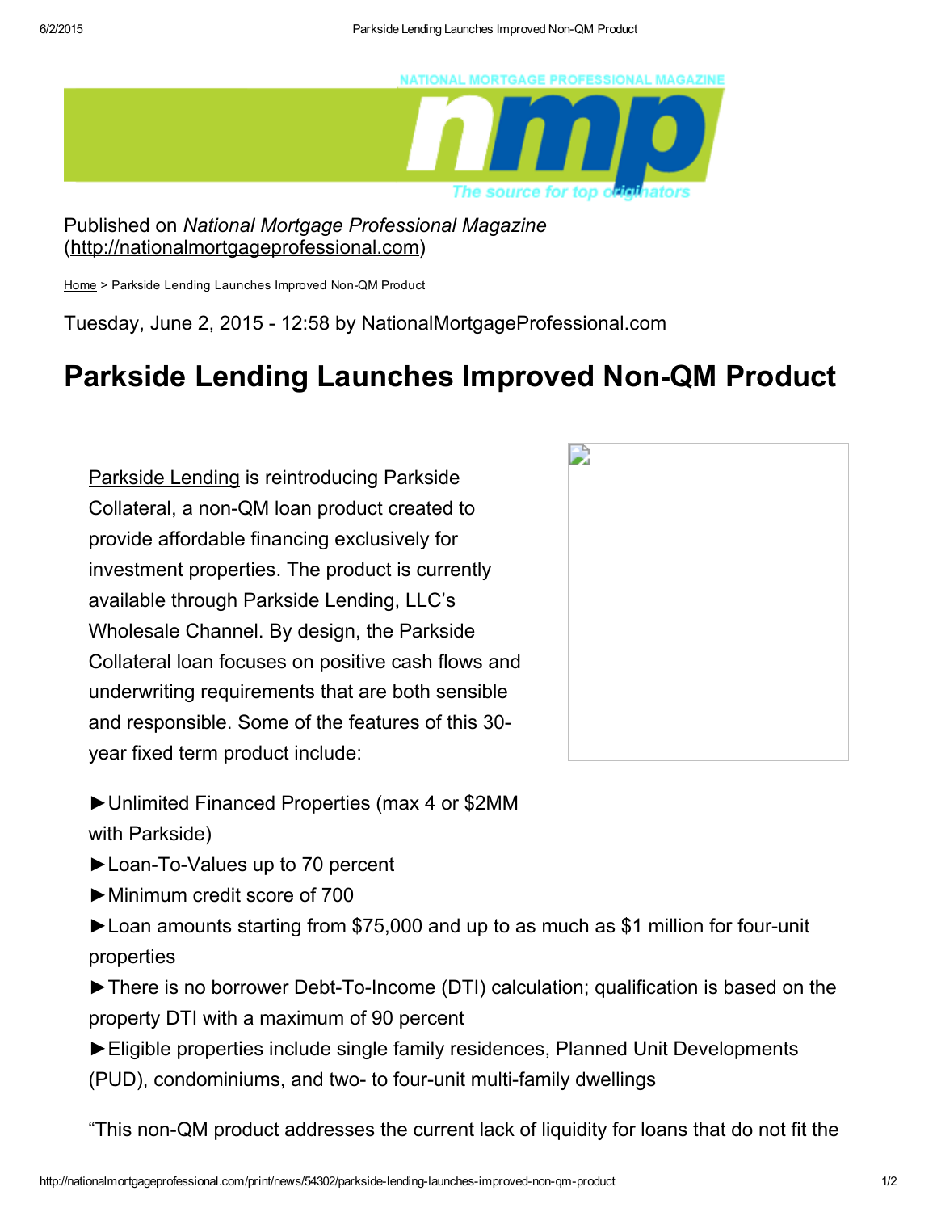Published on *National Mortgage Professional Magazine* (http://nationalmortgageprofessional.com)

Home > Parkside Lending Launches Improved Non-QM Product

Tuesday, June 2, 2015 - 12:58 by NationalMortgageProfessional.com

# Parkside Lending Launches Improved Non-QM Product

Parkside Lending is reintroducing Parkside Collateral, a non-QM loan product created to provide affordable financing exclusively for investment properties. The product is currently available through Parkside Lending, LLC's Wholesale Channel. By design, the Parkside Collateral loan focuses on positive cash flows and underwriting requirements that are both sensible and responsible. Some of the features of this 30-year fixed term product include:

►Unlimited Financed Properties (max 4 or $2MM with Parkside)

►Loan-To-Values up to 70 percent

►Minimum credit score of 700

►Loan amounts starting from $75,000 and up to as much as $1 million for four-unit properties

►There is no borrower Debt-To-Income (DTI) calculation; qualification is based on the property DTI with a maximum of 90 percent

►Eligible properties include single family residences, Planned Unit Developments (PUD), condominiums, and two- to four-unit multi-family dwellings

"This non-QM product addresses the current lack of liquidity for loans that do not fit the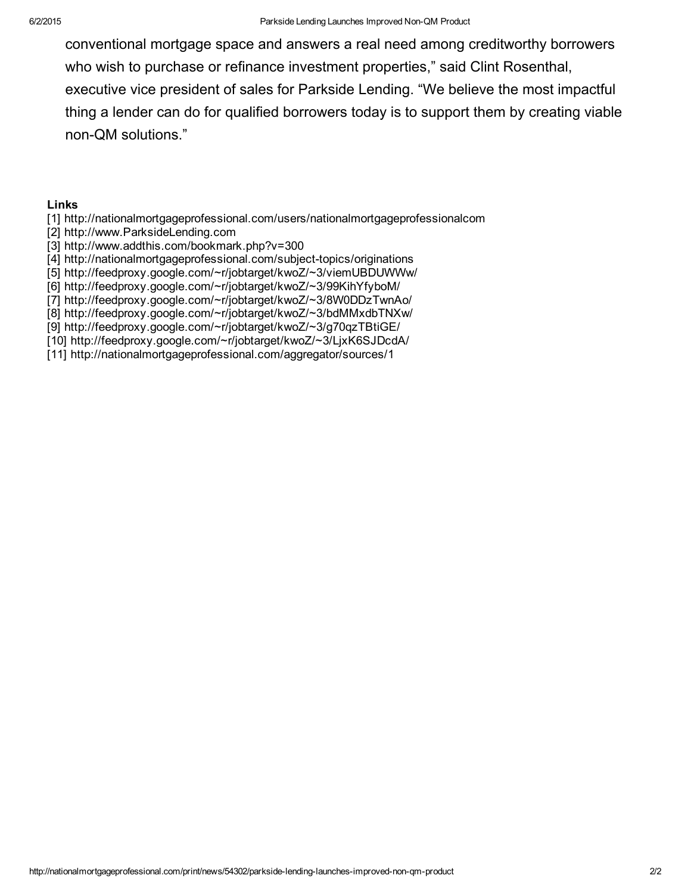conventional mortgage space and answers a real need among creditworthy borrowers who wish to purchase or refinance investment properties," said Clint Rosenthal, executive vice president of sales for Parkside Lending. "We believe the most impactful thing a lender can do for qualified borrowers today is to support them by creating viable non-QM solutions."

**Links**

[1] http://nationalmortgageprofessional.com/users/nationalmortgageprofessionalcom
[2] http://www.ParksideLending.com
[3] http://www.addthis.com/bookmark.php?v=300
[4] http://nationalmortgageprofessional.com/subject-topics/originations
[5] http://feedproxy.google.com/~r/jobtarget/kwoZ/~3/viemUBDUWWw/
[6] http://feedproxy.google.com/~r/jobtarget/kwoZ/~3/99KihYfyboM/
[7] http://feedproxy.google.com/~r/jobtarget/kwoZ/~3/8W0DDzTwnAo/
[8] http://feedproxy.google.com/~r/jobtarget/kwoZ/~3/bdMMxdbTNXw/
[9] http://feedproxy.google.com/~r/jobtarget/kwoZ/~3/g70qzTBtiGE/
[10] http://feedproxy.google.com/~r/jobtarget/kwoZ/~3/LjxK6SJDcdA/
[11] http://nationalmortgageprofessional.com/aggregator/sources/1